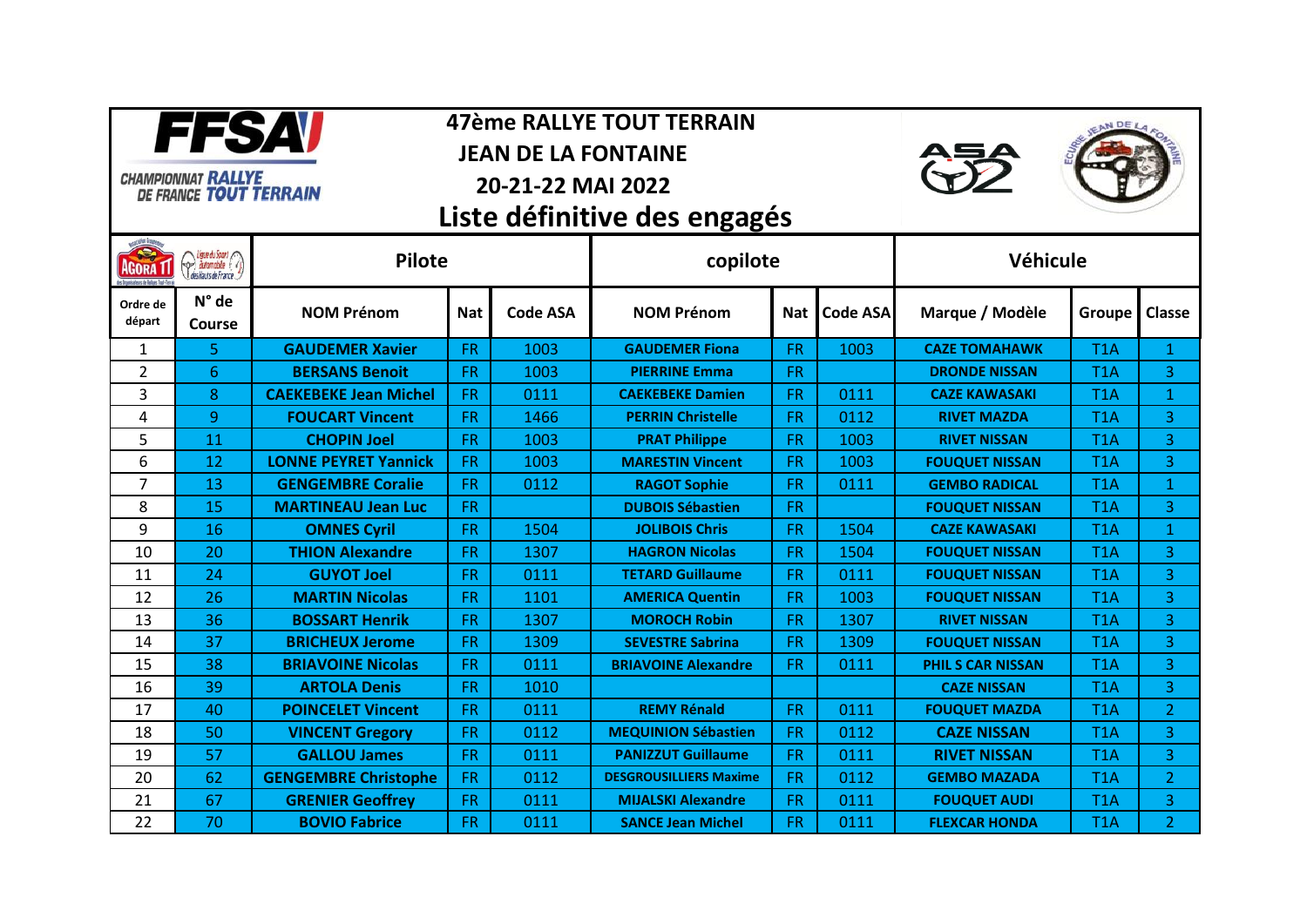**47ème RALLYE TOUT TERRAIN**
**JEAN DE LA FONTAINE**
**20-21-22 MAI 2022**

# Liste définitive des engagés

| | | Pilote | | | copilote | | | Véhicule | | |
|---|---|---|---|---|---|---|---|---|---|---|
| Ordre de départ | N° de Course | NOM Prénom | Nat | Code ASA | NOM Prénom | Nat | Code ASA | Marque / Modèle | Groupe | Classe |
| 1 | 5 | GAUDEMER Xavier | FR | 1003 | GAUDEMER Fiona | FR | 1003 | CAZE TOMAHAWK | T1A | 1 |
| 2 | 6 | BERSANS Benoit | FR | 1003 | PIERRINE Emma | FR | | DRONDE NISSAN | T1A | 3 |
| 3 | 8 | CAEKEBEKE Jean Michel | FR | 0111 | CAEKEBEKE Damien | FR | 0111 | CAZE KAWASAKI | T1A | 1 |
| 4 | 9 | FOUCART Vincent | FR | 1466 | PERRIN Christelle | FR | 0112 | RIVET MAZDA | T1A | 3 |
| 5 | 11 | CHOPIN Joel | FR | 1003 | PRAT Philippe | FR | 1003 | RIVET NISSAN | T1A | 3 |
| 6 | 12 | LONNE PEYRET Yannick | FR | 1003 | MARESTIN Vincent | FR | 1003 | FOUQUET NISSAN | T1A | 3 |
| 7 | 13 | GENGEMBRE Coralie | FR | 0112 | RAGOT Sophie | FR | 0111 | GEMBO RADICAL | T1A | 1 |
| 8 | 15 | MARTINEAU Jean Luc | FR | | DUBOIS Sébastien | FR | | FOUQUET NISSAN | T1A | 3 |
| 9 | 16 | OMNES Cyril | FR | 1504 | JOLIBOIS Chris | FR | 1504 | CAZE KAWASAKI | T1A | 1 |
| 10 | 20 | THION Alexandre | FR | 1307 | HAGRON Nicolas | FR | 1504 | FOUQUET NISSAN | T1A | 3 |
| 11 | 24 | GUYOT Joel | FR | 0111 | TETARD Guillaume | FR | 0111 | FOUQUET NISSAN | T1A | 3 |
| 12 | 26 | MARTIN Nicolas | FR | 1101 | AMERICA Quentin | FR | 1003 | FOUQUET NISSAN | T1A | 3 |
| 13 | 36 | BOSSART Henrik | FR | 1307 | MOROCH Robin | FR | 1307 | RIVET NISSAN | T1A | 3 |
| 14 | 37 | BRICHEUX Jerome | FR | 1309 | SEVESTRE Sabrina | FR | 1309 | FOUQUET NISSAN | T1A | 3 |
| 15 | 38 | BRIAVOINE Nicolas | FR | 0111 | BRIAVOINE Alexandre | FR | 0111 | PHIL S CAR NISSAN | T1A | 3 |
| 16 | 39 | ARTOLA Denis | FR | 1010 | | | | CAZE NISSAN | T1A | 3 |
| 17 | 40 | POINCELET Vincent | FR | 0111 | REMY Rénald | FR | 0111 | FOUQUET MAZDA | T1A | 2 |
| 18 | 50 | VINCENT Gregory | FR | 0112 | MEQUINION Sébastien | FR | 0112 | CAZE NISSAN | T1A | 3 |
| 19 | 57 | GALLOU James | FR | 0111 | PANIZZUT Guillaume | FR | 0111 | RIVET NISSAN | T1A | 3 |
| 20 | 62 | GENGEMBRE Christophe | FR | 0112 | DESGROUSILLIERS Maxime | FR | 0112 | GEMBO MAZADA | T1A | 2 |
| 21 | 67 | GRENIER Geoffrey | FR | 0111 | MIJALSKI Alexandre | FR | 0111 | FOUQUET AUDI | T1A | 3 |
| 22 | 70 | BOVIO Fabrice | FR | 0111 | SANCE Jean Michel | FR | 0111 | FLEXCAR HONDA | T1A | 2 |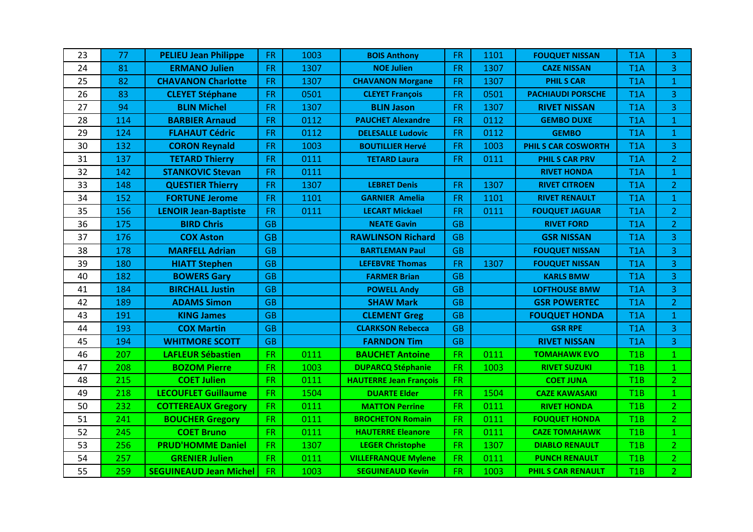| | | | | | | | | | | |
|---|---|---|---|---|---|---|---|---|---|---|
| 23 | 77 | **PELIEU Jean Philippe** | FR | 1003 | **BOIS Anthony** | FR | 1101 | **FOUQUET NISSAN** | T1A | 3 |
| 24 | 81 | **ERMANO Julien** | FR | 1307 | **NOE Julien** | FR | 1307 | **CAZE NISSAN** | T1A | 3 |
| 25 | 82 | **CHAVANON Charlotte** | FR | 1307 | **CHAVANON Morgane** | FR | 1307 | **PHIL S CAR** | T1A | 1 |
| 26 | 83 | **CLEYET Stéphane** | FR | 0501 | **CLEYET François** | FR | 0501 | **PACHIAUDI PORSCHE** | T1A | 3 |
| 27 | 94 | **BLIN Michel** | FR | 1307 | **BLIN Jason** | FR | 1307 | **RIVET NISSAN** | T1A | 3 |
| 28 | 114 | **BARBIER Arnaud** | FR | 0112 | **PAUCHET Alexandre** | FR | 0112 | **GEMBO DUXE** | T1A | 1 |
| 29 | 124 | **FLAHAUT Cédric** | FR | 0112 | **DELESALLE Ludovic** | FR | 0112 | **GEMBO** | T1A | 1 |
| 30 | 132 | **CORON Reynald** | FR | 1003 | **BOUTILLIER Hervé** | FR | 1003 | **PHIL S CAR COSWORTH** | T1A | 3 |
| 31 | 137 | **TETARD Thierry** | FR | 0111 | **TETARD Laura** | FR | 0111 | **PHIL S CAR PRV** | T1A | 2 |
| 32 | 142 | **STANKOVIC Stevan** | FR | 0111 | | | | **RIVET HONDA** | T1A | 1 |
| 33 | 148 | **QUESTIER Thierry** | FR | 1307 | **LEBRET Denis** | FR | 1307 | **RIVET CITROEN** | T1A | 2 |
| 34 | 152 | **FORTUNE Jerome** | FR | 1101 | **GARNIER Amelia** | FR | 1101 | **RIVET RENAULT** | T1A | 1 |
| 35 | 156 | **LENOIR Jean-Baptiste** | FR | 0111 | **LECART Mickael** | FR | 0111 | **FOUQUET JAGUAR** | T1A | 2 |
| 36 | 175 | **BIRD Chris** | GB | | **NEATE Gavin** | GB | | **RIVET FORD** | T1A | 2 |
| 37 | 176 | **COX Aston** | GB | | **RAWLINSON Richard** | GB | | **GSR NISSAN** | T1A | 3 |
| 38 | 178 | **MARFELL Adrian** | GB | | **BARTLEMAN Paul** | GB | | **FOUQUET NISSAN** | T1A | 3 |
| 39 | 180 | **HIATT Stephen** | GB | | **LEFEBVRE Thomas** | FR | 1307 | **FOUQUET NISSAN** | T1A | 3 |
| 40 | 182 | **BOWERS Gary** | GB | | **FARMER Brian** | GB | | **KARLS BMW** | T1A | 3 |
| 41 | 184 | **BIRCHALL Justin** | GB | | **POWELL Andy** | GB | | **LOFTHOUSE BMW** | T1A | 3 |
| 42 | 189 | **ADAMS Simon** | GB | | **SHAW Mark** | GB | | **GSR POWERTEC** | T1A | 2 |
| 43 | 191 | **KING James** | GB | | **CLEMENT Greg** | GB | | **FOUQUET HONDA** | T1A | 1 |
| 44 | 193 | **COX Martin** | GB | | **CLARKSON Rebecca** | GB | | **GSR RPE** | T1A | 3 |
| 45 | 194 | **WHITMORE SCOTT** | GB | | **FARNDON Tim** | GB | | **RIVET NISSAN** | T1A | 3 |
| 46 | 207 | **LAFLEUR Sébastien** | FR | 0111 | **BAUCHET Antoine** | FR | 0111 | **TOMAHAWK EVO** | T1B | 1 |
| 47 | 208 | **BOZOM Pierre** | FR | 1003 | **DUPARCQ Stéphanie** | FR | 1003 | **RIVET SUZUKI** | T1B | 1 |
| 48 | 215 | **COET Julien** | FR | 0111 | **HAUTERRE Jean François** | FR | | **COET JUNA** | T1B | 2 |
| 49 | 218 | **LECOUFLET Guillaume** | FR | 1504 | **DUARTE Elder** | FR | 1504 | **CAZE KAWASAKI** | T1B | 1 |
| 50 | 232 | **COTTEREAUX Gregory** | FR | 0111 | **MATTON Perrine** | FR | 0111 | **RIVET HONDA** | T1B | 2 |
| 51 | 241 | **BOUCHER Gregory** | FR | 0111 | **BROCHETON Romain** | FR | 0111 | **FOUQUET HONDA** | T1B | 2 |
| 52 | 245 | **COET Bruno** | FR | 0111 | **HAUTERRE Eleanore** | FR | 0111 | **CAZE TOMAHAWK** | T1B | 1 |
| 53 | 256 | **PRUD'HOMME Daniel** | FR | 1307 | **LEGER Christophe** | FR | 1307 | **DIABLO RENAULT** | T1B | 2 |
| 54 | 257 | **GRENIER Julien** | FR | 0111 | **VILLEFRANQUE Mylene** | FR | 0111 | **PUNCH RENAULT** | T1B | 2 |
| 55 | 259 | **SEGUINEAUD Jean Michel** | FR | 1003 | **SEGUINEAUD Kevin** | FR | 1003 | **PHIL S CAR RENAULT** | T1B | 2 |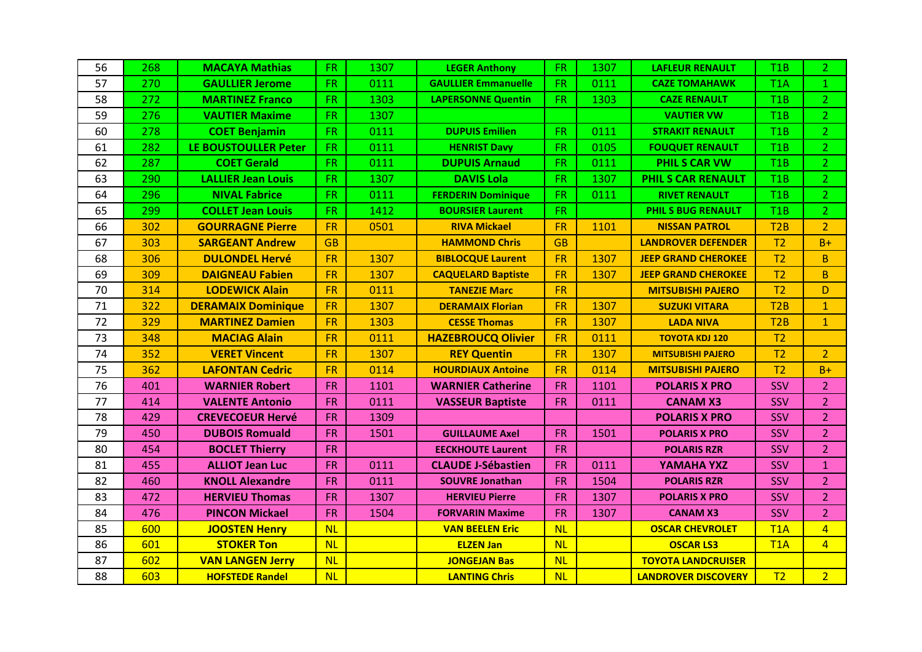| | | | | | | | | | | |
|---|---|---|---|---|---|---|---|---|---|---|
| 56 | 268 | MACAYA Mathias | FR | 1307 | LEGER Anthony | FR | 1307 | LAFLEUR RENAULT | T1B | 2 |
| 57 | 270 | GAULLIER Jerome | FR | 0111 | GAULLIER Emmanuelle | FR | 0111 | CAZE TOMAHAWK | T1A | 1 |
| 58 | 272 | MARTINEZ Franco | FR | 1303 | LAPERSONNE Quentin | FR | 1303 | CAZE RENAULT | T1B | 2 |
| 59 | 276 | VAUTIER Maxime | FR | 1307 | | | | VAUTIER VW | T1B | 2 |
| 60 | 278 | COET Benjamin | FR | 0111 | DUPUIS Emilien | FR | 0111 | STRAKIT RENAULT | T1B | 2 |
| 61 | 282 | LE BOUSTOULLER Peter | FR | 0111 | HENRIST Davy | FR | 0105 | FOUQUET RENAULT | T1B | 2 |
| 62 | 287 | COET Gerald | FR | 0111 | DUPUIS Arnaud | FR | 0111 | PHIL S CAR VW | T1B | 2 |
| 63 | 290 | LALLIER Jean Louis | FR | 1307 | DAVIS Lola | FR | 1307 | PHIL S CAR RENAULT | T1B | 2 |
| 64 | 296 | NIVAL Fabrice | FR | 0111 | FERDERIN Dominique | FR | 0111 | RIVET RENAULT | T1B | 2 |
| 65 | 299 | COLLET Jean Louis | FR | 1412 | BOURSIER Laurent | FR | | PHIL S BUG RENAULT | T1B | 2 |
| 66 | 302 | GOURRAGNE Pierre | FR | 0501 | RIVA Mickael | FR | 1101 | NISSAN PATROL | T2B | 2 |
| 67 | 303 | SARGEANT Andrew | GB | | HAMMOND Chris | GB | | LANDROVER DEFENDER | T2 | B+ |
| 68 | 306 | DULONDEL Hervé | FR | 1307 | BIBLOCQUE Laurent | FR | 1307 | JEEP GRAND CHEROKEE | T2 | B |
| 69 | 309 | DAIGNEAU Fabien | FR | 1307 | CAQUELARD Baptiste | FR | 1307 | JEEP GRAND CHEROKEE | T2 | B |
| 70 | 314 | LODEWICK Alain | FR | 0111 | TANEZIE Marc | FR | | MITSUBISHI PAJERO | T2 | D |
| 71 | 322 | DERAMAIX Dominique | FR | 1307 | DERAMAIX Florian | FR | 1307 | SUZUKI VITARA | T2B | 1 |
| 72 | 329 | MARTINEZ Damien | FR | 1303 | CESSE Thomas | FR | 1307 | LADA NIVA | T2B | 1 |
| 73 | 348 | MACIAG Alain | FR | 0111 | HAZEBROUCQ Olivier | FR | 0111 | TOYOTA KDJ 120 | T2 | |
| 74 | 352 | VERET Vincent | FR | 1307 | REY Quentin | FR | 1307 | MITSUBISHI PAJERO | T2 | 2 |
| 75 | 362 | LAFONTAN Cedric | FR | 0114 | HOURDIAUX Antoine | FR | 0114 | MITSUBISHI PAJERO | T2 | B+ |
| 76 | 401 | WARNIER Robert | FR | 1101 | WARNIER Catherine | FR | 1101 | POLARIS X PRO | SSV | 2 |
| 77 | 414 | VALENTE Antonio | FR | 0111 | VASSEUR Baptiste | FR | 0111 | CANAM X3 | SSV | 2 |
| 78 | 429 | CREVECOEUR Hervé | FR | 1309 | | | | POLARIS X PRO | SSV | 2 |
| 79 | 450 | DUBOIS Romuald | FR | 1501 | GUILLAUME Axel | FR | 1501 | POLARIS X PRO | SSV | 2 |
| 80 | 454 | BOCLET Thierry | FR | | EECKHOUTE Laurent | FR | | POLARIS RZR | SSV | 2 |
| 81 | 455 | ALLIOT Jean Luc | FR | 0111 | CLAUDE J-Sébastien | FR | 0111 | YAMAHA YXZ | SSV | 1 |
| 82 | 460 | KNOLL Alexandre | FR | 0111 | SOUVRE Jonathan | FR | 1504 | POLARIS RZR | SSV | 2 |
| 83 | 472 | HERVIEU Thomas | FR | 1307 | HERVIEU Pierre | FR | 1307 | POLARIS X PRO | SSV | 2 |
| 84 | 476 | PINCON Mickael | FR | 1504 | FORVARIN Maxime | FR | 1307 | CANAM X3 | SSV | 2 |
| 85 | 600 | JOOSTEN Henry | NL | | VAN BEELEN Eric | NL | | OSCAR CHEVROLET | T1A | 4 |
| 86 | 601 | STOKER Ton | NL | | ELZEN Jan | NL | | OSCAR LS3 | T1A | 4 |
| 87 | 602 | VAN LANGEN Jerry | NL | | JONGEJAN Bas | NL | | TOYOTA LANDCRUISER | | |
| 88 | 603 | HOFSTEDE Randel | NL | | LANTING Chris | NL | | LANDROVER DISCOVERY | T2 | 2 |